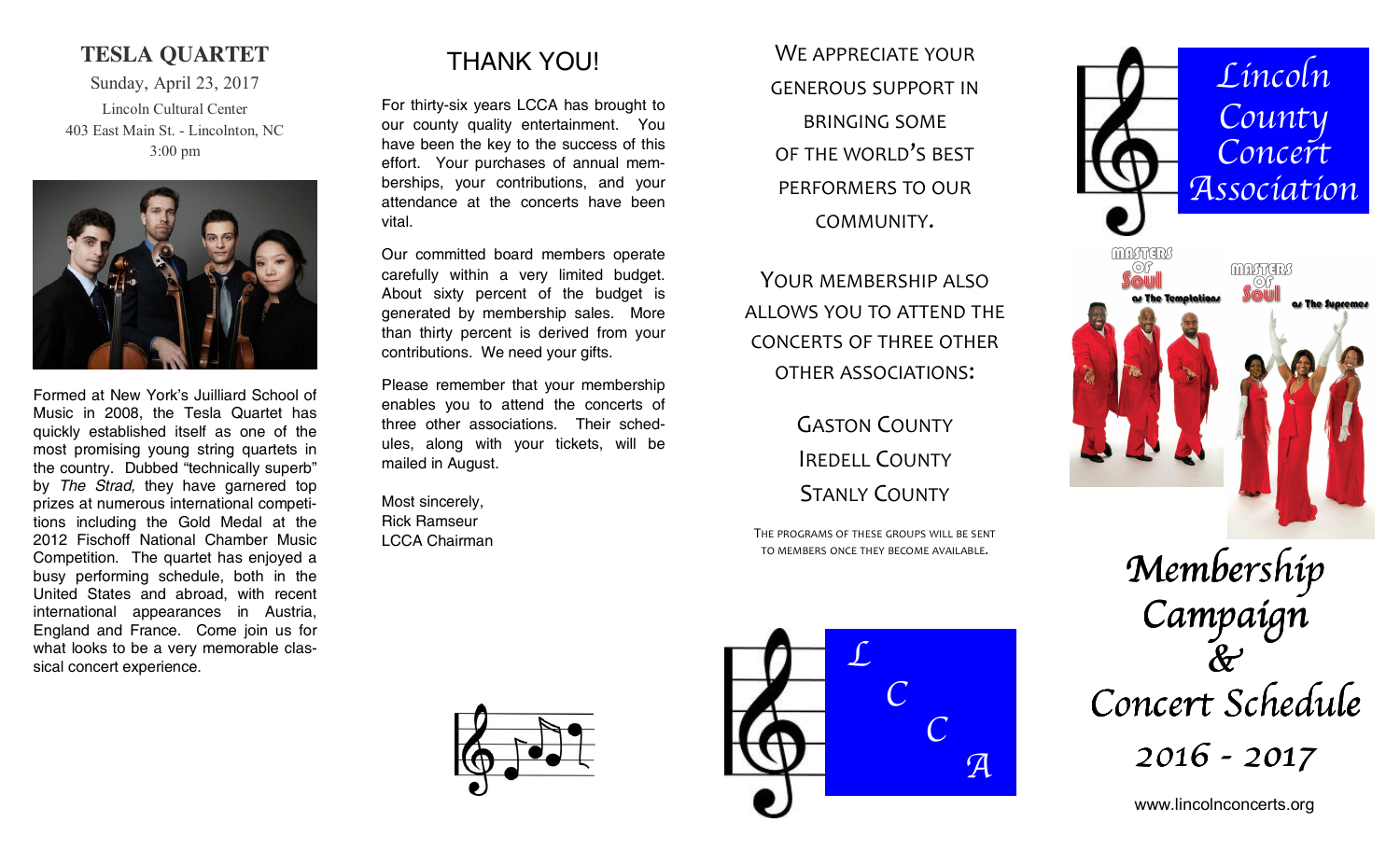## TESLA QUARTET

Sunday, April 23, 2017

Lincoln Cultural Center
403 East Main St. - Lincolnton, NC
3:00 pm

Formed at New York's Juilliard School of Music in 2008, the Tesla Quartet has quickly established itself as one of the most promising young string quartets in the country. Dubbed "technically superb" by *The Strad,* they have garnered top prizes at numerous international competitions including the Gold Medal at the 2012 Fischoff National Chamber Music Competition. The quartet has enjoyed a busy performing schedule, both in the United States and abroad, with recent international appearances in Austria, England and France. Come join us for what looks to be a very memorable classical concert experience.

## THANK YOU!

For thirty-six years LCCA has brought to our county quality entertainment. You have been the key to the success of this effort. Your purchases of annual memberships, your contributions, and your attendance at the concerts have been vital.

Our committed board members operate carefully within a very limited budget. About sixty percent of the budget is generated by membership sales. More than thirty percent is derived from your contributions. We need your gifts.

Please remember that your membership enables you to attend the concerts of three other associations. Their schedules, along with your tickets, will be mailed in August.

Most sincerely,
Rick Ramseur
LCCA Chairman

WE APPRECIATE YOUR GENEROUS SUPPORT IN BRINGING SOME OF THE WORLD'S BEST PERFORMERS TO OUR COMMUNITY.

YOUR MEMBERSHIP ALSO ALLOWS YOU TO ATTEND THE CONCERTS OF THREE OTHER OTHER ASSOCIATIONS:

GASTON COUNTY
IREDELL COUNTY
STANLY COUNTY

THE PROGRAMS OF THESE GROUPS WILL BE SENT TO MEMBERS ONCE THEY BECOME AVAILABLE.

L C C A

# Lincoln County Concert Association

Masters of Soul as The Temptations

Masters of Soul as The Supremes

# Membership Campaign & Concert Schedule

## 2016 - 2017

www.lincolnconcerts.org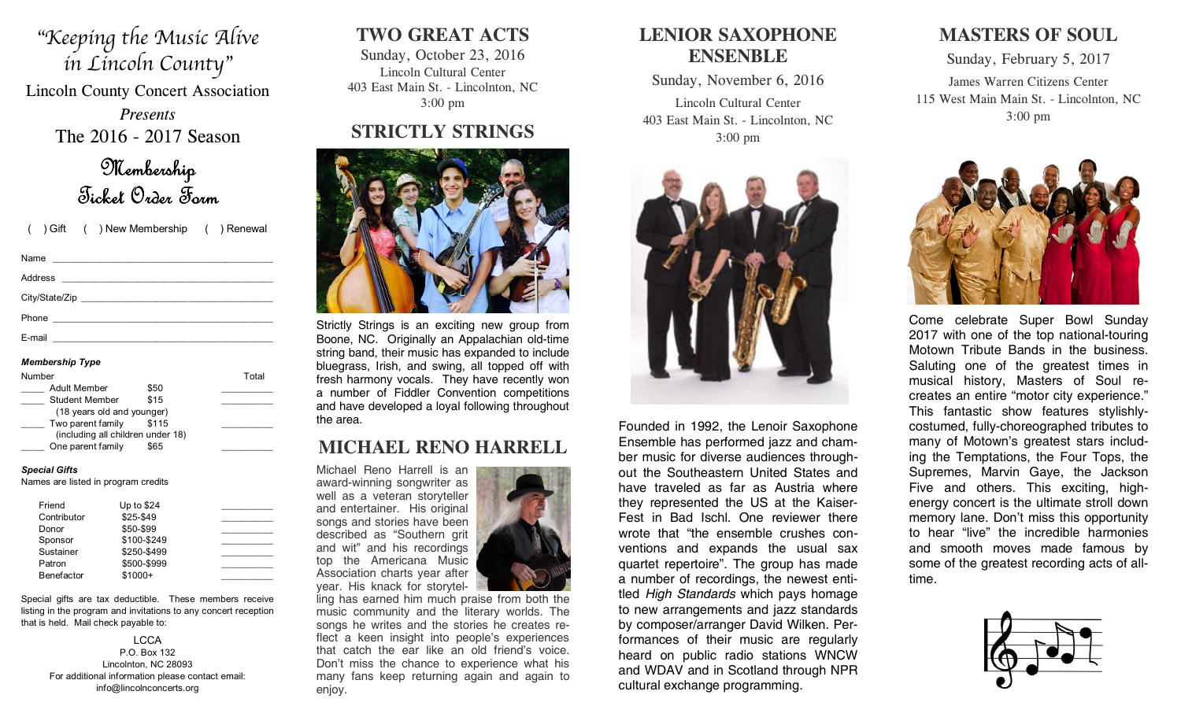# "Keeping the Music Alive in Lincoln County"

Lincoln County Concert Association

*Presents*

The 2016 - 2017 Season

## Membership Ticket Order Form

( ) Gift ( ) New Membership ( ) Renewal

Name ____________________________________________

Address __________________________________________

City/State/Zip _____________________________________

Phone ___________________________________________

E-mail ___________________________________________

### *Membership Type*

| Number | | | Total |
|---|---|---|---|
| ____ | Adult Member | $50 | ________ |
| ____ | Student Member (18 years old and younger) | $15 | ________ |
| ____ | Two parent family (including all children under 18) | $115 | ________ |
| ____ | One parent family | $65 | ________ |

### *Special Gifts*

Names are listed in program credits

| | | |
|---|---|---|
| Friend | Up to $24 | ________ |
| Contributor | $25-$49 | ________ |
| Donor | $50-$99 | ________ |
| Sponsor | $100-$249 | ________ |
| Sustainer | $250-$499 | ________ |
| Patron | $500-$999 | ________ |
| Benefactor | $1000+ | ________ |

Special gifts are tax deductible. These members receive listing in the program and invitations to any concert reception that is held. Mail check payable to:

LCCA
P.O. Box 132
Lincolnton, NC 28093
For additional information please contact email:
info@lincolnconcerts.org

## TWO GREAT ACTS

Sunday, October 23, 2016
Lincoln Cultural Center
403 East Main St. - Lincolnton, NC
3:00 pm

## STRICTLY STRINGS

Strictly Strings is an exciting new group from Boone, NC. Originally an Appalachian old-time string band, their music has expanded to include bluegrass, Irish, and swing, all topped off with fresh harmony vocals. They have recently won a number of Fiddler Convention competitions and have developed a loyal following throughout the area.

## MICHAEL RENO HARRELL

Michael Reno Harrell is an award-winning songwriter as well as a veteran storyteller and entertainer. His original songs and stories have been described as "Southern grit and wit" and his recordings top the Americana Music Association charts year after year. His knack for storytelling has earned him much praise from both the music community and the literary worlds. The songs he writes and the stories he creates reflect a keen insight into people's experiences that catch the ear like an old friend's voice. Don't miss the chance to experience what his many fans keep returning again and again to enjoy.

## LENIOR SAXOPHONE ENSENBLE

Sunday, November 6, 2016
Lincoln Cultural Center
403 East Main St. - Lincolnton, NC
3:00 pm

Founded in 1992, the Lenoir Saxophone Ensemble has performed jazz and chamber music for diverse audiences throughout the Southeastern United States and have traveled as far as Austria where they represented the US at the Kaiser-Fest in Bad Ischl. One reviewer there wrote that "the ensemble crushes conventions and expands the usual sax quartet repertoire". The group has made a number of recordings, the newest entitled *High Standards* which pays homage to new arrangements and jazz standards by composer/arranger David Wilken. Performances of their music are regularly heard on public radio stations WNCW and WDAV and in Scotland through NPR cultural exchange programming.

## MASTERS OF SOUL

Sunday, February 5, 2017
James Warren Citizens Center
115 West Main Main St. - Lincolnton, NC
3:00 pm

Come celebrate Super Bowl Sunday 2017 with one of the top national-touring Motown Tribute Bands in the business. Saluting one of the greatest times in musical history, Masters of Soul re-creates an entire "motor city experience." This fantastic show features stylishly-costumed, fully-choreographed tributes to many of Motown's greatest stars including the Temptations, the Four Tops, the Supremes, Marvin Gaye, the Jackson Five and others. This exciting, high-energy concert is the ultimate stroll down memory lane. Don't miss this opportunity to hear "live" the incredible harmonies and smooth moves made famous by some of the greatest recording acts of all-time.